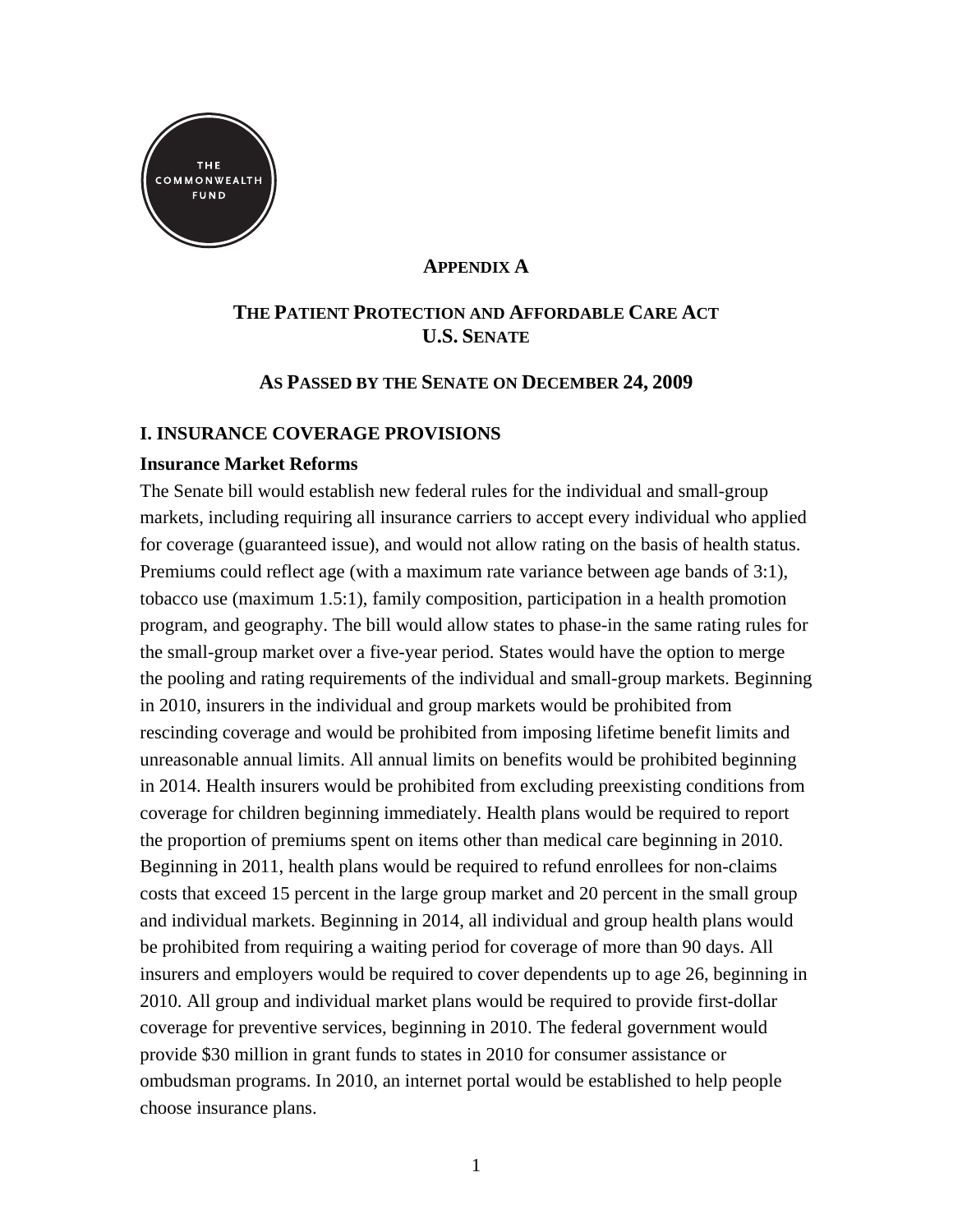THE COMMONWEALTH FUND

# APPENDIX A

# THE PATIENT PROTECTION AND AFFORDABLE CARE ACT U.S. SENATE

## AS PASSED BY THE SENATE ON DECEMBER 24, 2009

## I. INSURANCE COVERAGE PROVISIONS

### Insurance Market Reforms

The Senate bill would establish new federal rules for the individual and small-group markets, including requiring all insurance carriers to accept every individual who applied for coverage (guaranteed issue), and would not allow rating on the basis of health status. Premiums could reflect age (with a maximum rate variance between age bands of 3:1), tobacco use (maximum 1.5:1), family composition, participation in a health promotion program, and geography. The bill would allow states to phase-in the same rating rules for the small-group market over a five-year period. States would have the option to merge the pooling and rating requirements of the individual and small-group markets. Beginning in 2010, insurers in the individual and group markets would be prohibited from rescinding coverage and would be prohibited from imposing lifetime benefit limits and unreasonable annual limits. All annual limits on benefits would be prohibited beginning in 2014. Health insurers would be prohibited from excluding preexisting conditions from coverage for children beginning immediately. Health plans would be required to report the proportion of premiums spent on items other than medical care beginning in 2010. Beginning in 2011, health plans would be required to refund enrollees for non-claims costs that exceed 15 percent in the large group market and 20 percent in the small group and individual markets. Beginning in 2014, all individual and group health plans would be prohibited from requiring a waiting period for coverage of more than 90 days. All insurers and employers would be required to cover dependents up to age 26, beginning in 2010. All group and individual market plans would be required to provide first-dollar coverage for preventive services, beginning in 2010. The federal government would provide $30 million in grant funds to states in 2010 for consumer assistance or ombudsman programs. In 2010, an internet portal would be established to help people choose insurance plans.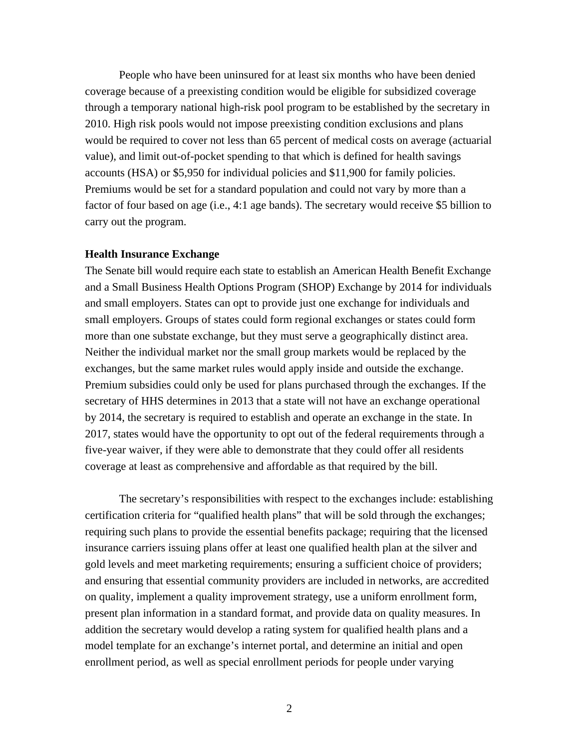People who have been uninsured for at least six months who have been denied coverage because of a preexisting condition would be eligible for subsidized coverage through a temporary national high-risk pool program to be established by the secretary in 2010. High risk pools would not impose preexisting condition exclusions and plans would be required to cover not less than 65 percent of medical costs on average (actuarial value), and limit out-of-pocket spending to that which is defined for health savings accounts (HSA) or $5,950 for individual policies and $11,900 for family policies. Premiums would be set for a standard population and could not vary by more than a factor of four based on age (i.e., 4:1 age bands). The secretary would receive $5 billion to carry out the program.

**Health Insurance Exchange**

The Senate bill would require each state to establish an American Health Benefit Exchange and a Small Business Health Options Program (SHOP) Exchange by 2014 for individuals and small employers. States can opt to provide just one exchange for individuals and small employers. Groups of states could form regional exchanges or states could form more than one substate exchange, but they must serve a geographically distinct area. Neither the individual market nor the small group markets would be replaced by the exchanges, but the same market rules would apply inside and outside the exchange. Premium subsidies could only be used for plans purchased through the exchanges. If the secretary of HHS determines in 2013 that a state will not have an exchange operational by 2014, the secretary is required to establish and operate an exchange in the state. In 2017, states would have the opportunity to opt out of the federal requirements through a five-year waiver, if they were able to demonstrate that they could offer all residents coverage at least as comprehensive and affordable as that required by the bill.

The secretary's responsibilities with respect to the exchanges include: establishing certification criteria for "qualified health plans" that will be sold through the exchanges; requiring such plans to provide the essential benefits package; requiring that the licensed insurance carriers issuing plans offer at least one qualified health plan at the silver and gold levels and meet marketing requirements; ensuring a sufficient choice of providers; and ensuring that essential community providers are included in networks, are accredited on quality, implement a quality improvement strategy, use a uniform enrollment form, present plan information in a standard format, and provide data on quality measures. In addition the secretary would develop a rating system for qualified health plans and a model template for an exchange's internet portal, and determine an initial and open enrollment period, as well as special enrollment periods for people under varying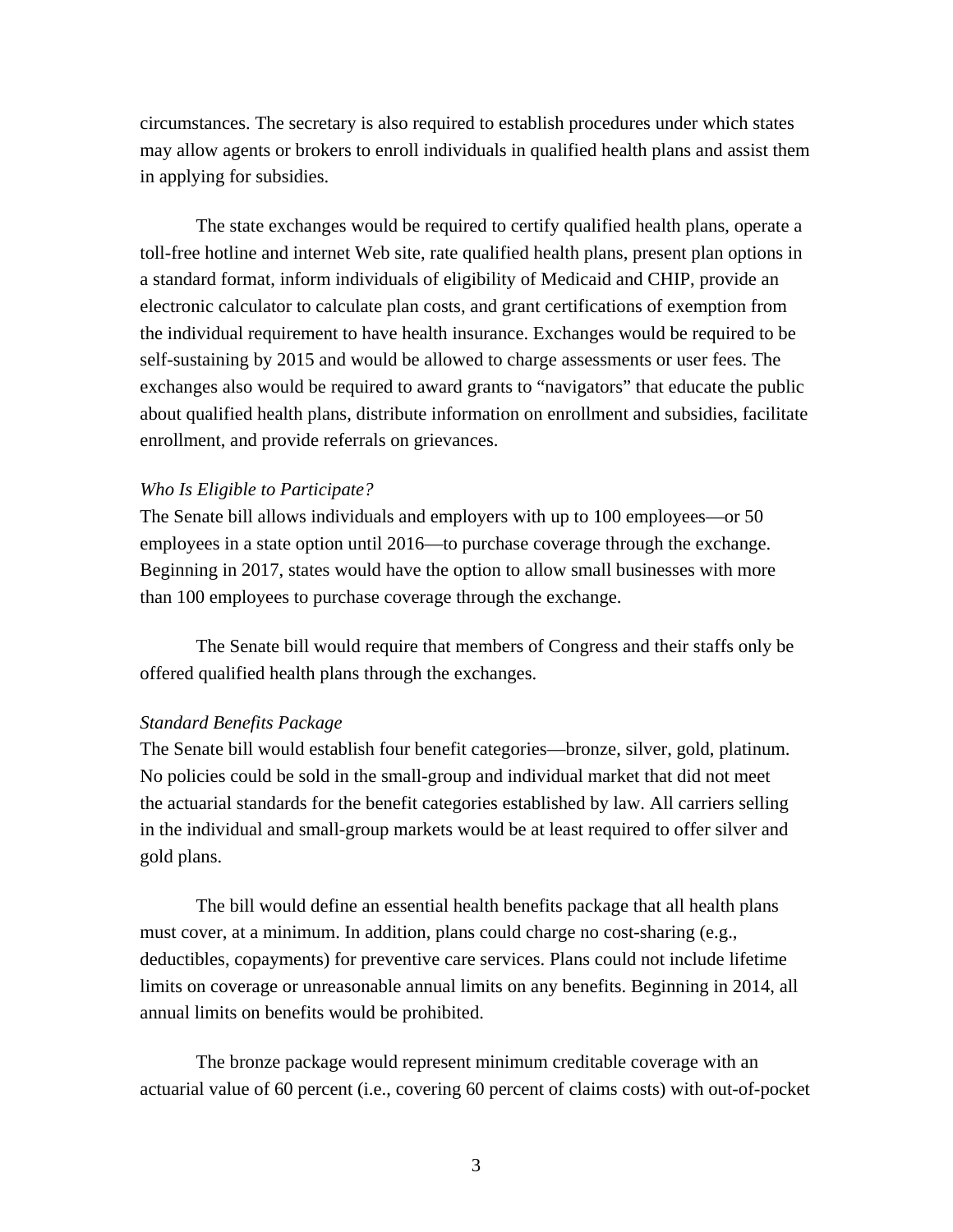circumstances. The secretary is also required to establish procedures under which states may allow agents or brokers to enroll individuals in qualified health plans and assist them in applying for subsidies.

The state exchanges would be required to certify qualified health plans, operate a toll-free hotline and internet Web site, rate qualified health plans, present plan options in a standard format, inform individuals of eligibility of Medicaid and CHIP, provide an electronic calculator to calculate plan costs, and grant certifications of exemption from the individual requirement to have health insurance. Exchanges would be required to be self-sustaining by 2015 and would be allowed to charge assessments or user fees. The exchanges also would be required to award grants to "navigators" that educate the public about qualified health plans, distribute information on enrollment and subsidies, facilitate enrollment, and provide referrals on grievances.

*Who Is Eligible to Participate?*

The Senate bill allows individuals and employers with up to 100 employees—or 50 employees in a state option until 2016—to purchase coverage through the exchange. Beginning in 2017, states would have the option to allow small businesses with more than 100 employees to purchase coverage through the exchange.

The Senate bill would require that members of Congress and their staffs only be offered qualified health plans through the exchanges.

*Standard Benefits Package*

The Senate bill would establish four benefit categories—bronze, silver, gold, platinum. No policies could be sold in the small-group and individual market that did not meet the actuarial standards for the benefit categories established by law. All carriers selling in the individual and small-group markets would be at least required to offer silver and gold plans.

The bill would define an essential health benefits package that all health plans must cover, at a minimum. In addition, plans could charge no cost-sharing (e.g., deductibles, copayments) for preventive care services. Plans could not include lifetime limits on coverage or unreasonable annual limits on any benefits. Beginning in 2014, all annual limits on benefits would be prohibited.

The bronze package would represent minimum creditable coverage with an actuarial value of 60 percent (i.e., covering 60 percent of claims costs) with out-of-pocket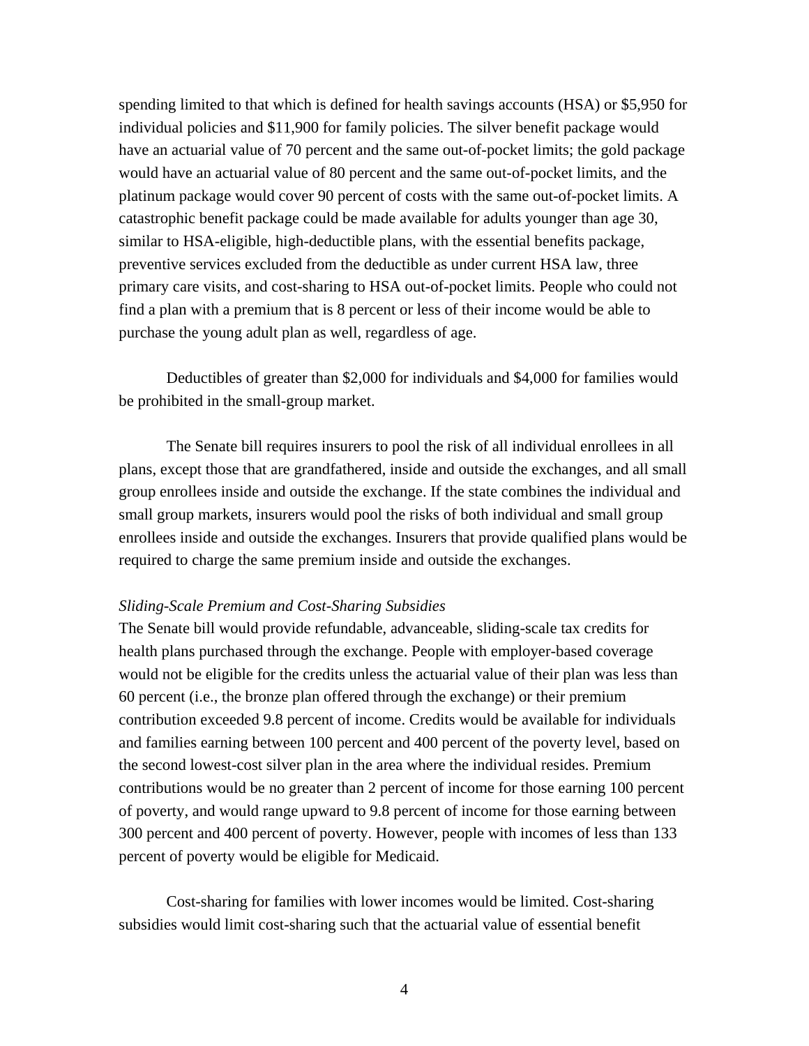spending limited to that which is defined for health savings accounts (HSA) or $5,950 for individual policies and $11,900 for family policies. The silver benefit package would have an actuarial value of 70 percent and the same out-of-pocket limits; the gold package would have an actuarial value of 80 percent and the same out-of-pocket limits, and the platinum package would cover 90 percent of costs with the same out-of-pocket limits. A catastrophic benefit package could be made available for adults younger than age 30, similar to HSA-eligible, high-deductible plans, with the essential benefits package, preventive services excluded from the deductible as under current HSA law, three primary care visits, and cost-sharing to HSA out-of-pocket limits. People who could not find a plan with a premium that is 8 percent or less of their income would be able to purchase the young adult plan as well, regardless of age.

Deductibles of greater than $2,000 for individuals and $4,000 for families would be prohibited in the small-group market.

The Senate bill requires insurers to pool the risk of all individual enrollees in all plans, except those that are grandfathered, inside and outside the exchanges, and all small group enrollees inside and outside the exchange. If the state combines the individual and small group markets, insurers would pool the risks of both individual and small group enrollees inside and outside the exchanges. Insurers that provide qualified plans would be required to charge the same premium inside and outside the exchanges.

*Sliding-Scale Premium and Cost-Sharing Subsidies*

The Senate bill would provide refundable, advanceable, sliding-scale tax credits for health plans purchased through the exchange. People with employer-based coverage would not be eligible for the credits unless the actuarial value of their plan was less than 60 percent (i.e., the bronze plan offered through the exchange) or their premium contribution exceeded 9.8 percent of income. Credits would be available for individuals and families earning between 100 percent and 400 percent of the poverty level, based on the second lowest-cost silver plan in the area where the individual resides. Premium contributions would be no greater than 2 percent of income for those earning 100 percent of poverty, and would range upward to 9.8 percent of income for those earning between 300 percent and 400 percent of poverty. However, people with incomes of less than 133 percent of poverty would be eligible for Medicaid.

Cost-sharing for families with lower incomes would be limited. Cost-sharing subsidies would limit cost-sharing such that the actuarial value of essential benefit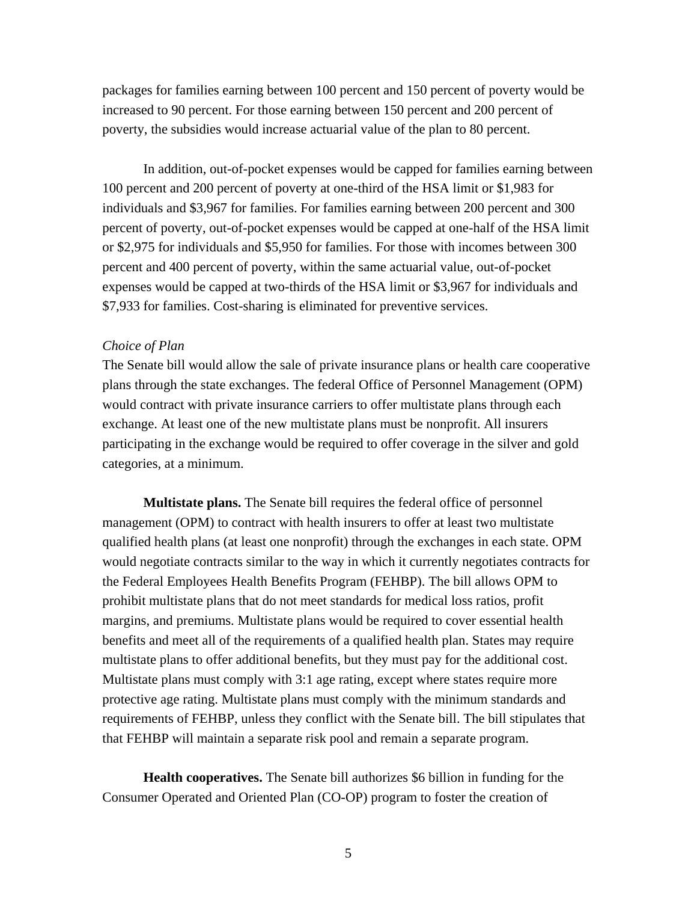packages for families earning between 100 percent and 150 percent of poverty would be increased to 90 percent. For those earning between 150 percent and 200 percent of poverty, the subsidies would increase actuarial value of the plan to 80 percent.

In addition, out-of-pocket expenses would be capped for families earning between 100 percent and 200 percent of poverty at one-third of the HSA limit or $1,983 for individuals and $3,967 for families. For families earning between 200 percent and 300 percent of poverty, out-of-pocket expenses would be capped at one-half of the HSA limit or $2,975 for individuals and $5,950 for families. For those with incomes between 300 percent and 400 percent of poverty, within the same actuarial value, out-of-pocket expenses would be capped at two-thirds of the HSA limit or $3,967 for individuals and $7,933 for families. Cost-sharing is eliminated for preventive services.

*Choice of Plan*

The Senate bill would allow the sale of private insurance plans or health care cooperative plans through the state exchanges. The federal Office of Personnel Management (OPM) would contract with private insurance carriers to offer multistate plans through each exchange. At least one of the new multistate plans must be nonprofit. All insurers participating in the exchange would be required to offer coverage in the silver and gold categories, at a minimum.

**Multistate plans.** The Senate bill requires the federal office of personnel management (OPM) to contract with health insurers to offer at least two multistate qualified health plans (at least one nonprofit) through the exchanges in each state. OPM would negotiate contracts similar to the way in which it currently negotiates contracts for the Federal Employees Health Benefits Program (FEHBP). The bill allows OPM to prohibit multistate plans that do not meet standards for medical loss ratios, profit margins, and premiums. Multistate plans would be required to cover essential health benefits and meet all of the requirements of a qualified health plan. States may require multistate plans to offer additional benefits, but they must pay for the additional cost. Multistate plans must comply with 3:1 age rating, except where states require more protective age rating. Multistate plans must comply with the minimum standards and requirements of FEHBP, unless they conflict with the Senate bill. The bill stipulates that that FEHBP will maintain a separate risk pool and remain a separate program.

**Health cooperatives.** The Senate bill authorizes $6 billion in funding for the Consumer Operated and Oriented Plan (CO-OP) program to foster the creation of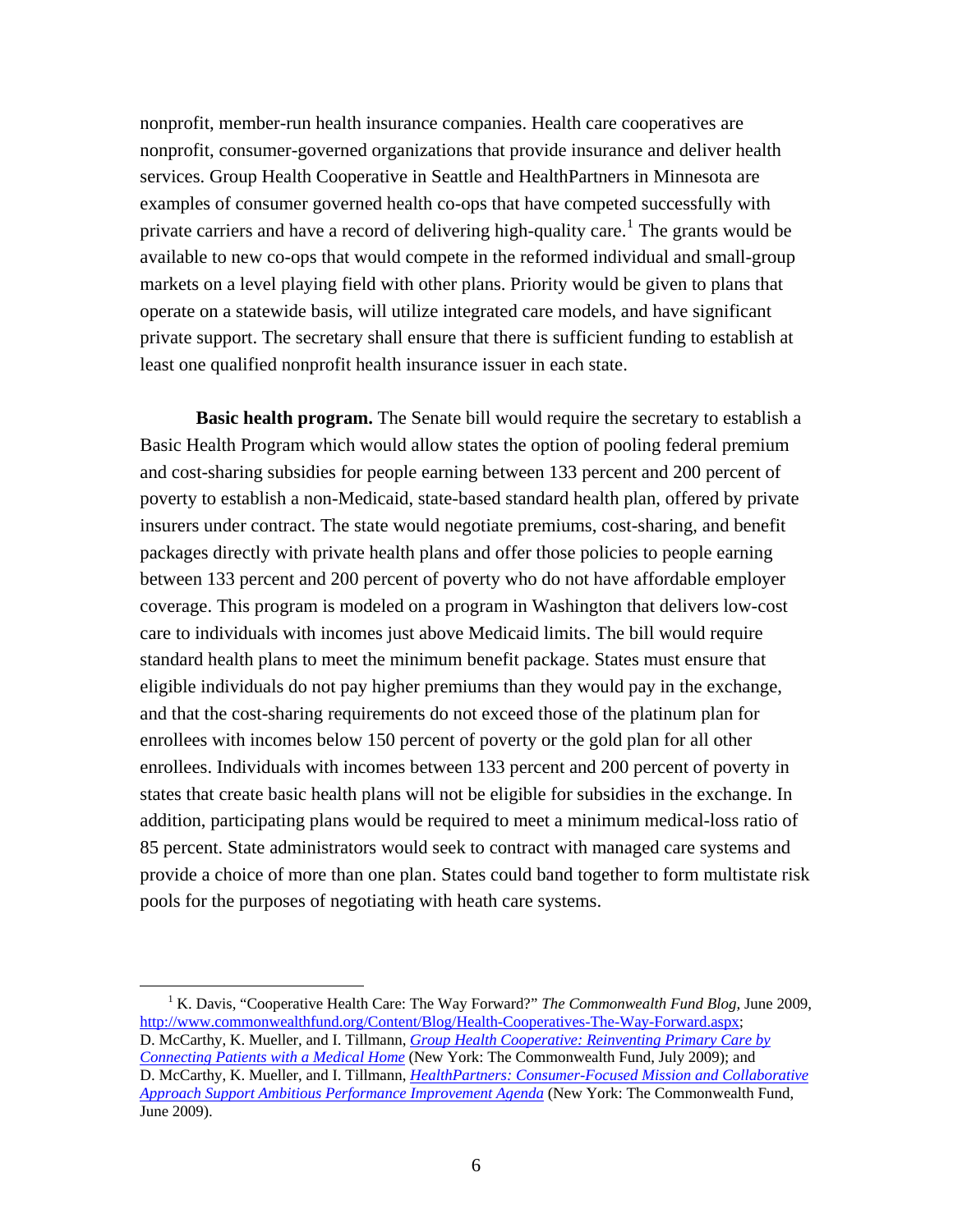nonprofit, member-run health insurance companies. Health care cooperatives are nonprofit, consumer-governed organizations that provide insurance and deliver health services. Group Health Cooperative in Seattle and HealthPartners in Minnesota are examples of consumer governed health co-ops that have competed successfully with private carriers and have a record of delivering high-quality care.[1] The grants would be available to new co-ops that would compete in the reformed individual and small-group markets on a level playing field with other plans. Priority would be given to plans that operate on a statewide basis, will utilize integrated care models, and have significant private support. The secretary shall ensure that there is sufficient funding to establish at least one qualified nonprofit health insurance issuer in each state.

**Basic health program.** The Senate bill would require the secretary to establish a Basic Health Program which would allow states the option of pooling federal premium and cost-sharing subsidies for people earning between 133 percent and 200 percent of poverty to establish a non-Medicaid, state-based standard health plan, offered by private insurers under contract. The state would negotiate premiums, cost-sharing, and benefit packages directly with private health plans and offer those policies to people earning between 133 percent and 200 percent of poverty who do not have affordable employer coverage. This program is modeled on a program in Washington that delivers low-cost care to individuals with incomes just above Medicaid limits. The bill would require standard health plans to meet the minimum benefit package. States must ensure that eligible individuals do not pay higher premiums than they would pay in the exchange, and that the cost-sharing requirements do not exceed those of the platinum plan for enrollees with incomes below 150 percent of poverty or the gold plan for all other enrollees. Individuals with incomes between 133 percent and 200 percent of poverty in states that create basic health plans will not be eligible for subsidies in the exchange. In addition, participating plans would be required to meet a minimum medical-loss ratio of 85 percent. State administrators would seek to contract with managed care systems and provide a choice of more than one plan. States could band together to form multistate risk pools for the purposes of negotiating with heath care systems.

---

[1] K. Davis, "Cooperative Health Care: The Way Forward?" *The Commonwealth Fund Blog*, June 2009, http://www.commonwealthfund.org/Content/Blog/Health-Cooperatives-The-Way-Forward.aspx; D. McCarthy, K. Mueller, and I. Tillmann, *Group Health Cooperative: Reinventing Primary Care by Connecting Patients with a Medical Home* (New York: The Commonwealth Fund, July 2009); and D. McCarthy, K. Mueller, and I. Tillmann, *HealthPartners: Consumer-Focused Mission and Collaborative Approach Support Ambitious Performance Improvement Agenda* (New York: The Commonwealth Fund, June 2009).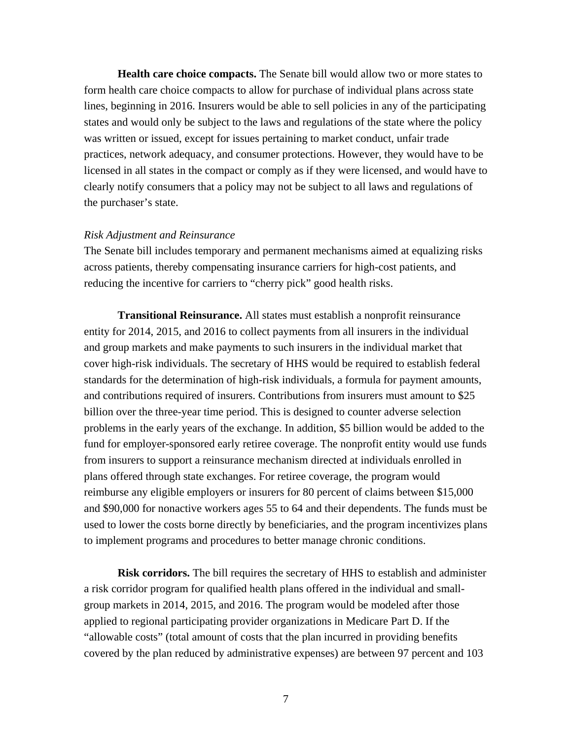**Health care choice compacts.** The Senate bill would allow two or more states to form health care choice compacts to allow for purchase of individual plans across state lines, beginning in 2016. Insurers would be able to sell policies in any of the participating states and would only be subject to the laws and regulations of the state where the policy was written or issued, except for issues pertaining to market conduct, unfair trade practices, network adequacy, and consumer protections. However, they would have to be licensed in all states in the compact or comply as if they were licensed, and would have to clearly notify consumers that a policy may not be subject to all laws and regulations of the purchaser's state.

*Risk Adjustment and Reinsurance*

The Senate bill includes temporary and permanent mechanisms aimed at equalizing risks across patients, thereby compensating insurance carriers for high-cost patients, and reducing the incentive for carriers to "cherry pick" good health risks.

**Transitional Reinsurance.** All states must establish a nonprofit reinsurance entity for 2014, 2015, and 2016 to collect payments from all insurers in the individual and group markets and make payments to such insurers in the individual market that cover high-risk individuals. The secretary of HHS would be required to establish federal standards for the determination of high-risk individuals, a formula for payment amounts, and contributions required of insurers. Contributions from insurers must amount to $25 billion over the three-year time period. This is designed to counter adverse selection problems in the early years of the exchange. In addition, $5 billion would be added to the fund for employer-sponsored early retiree coverage. The nonprofit entity would use funds from insurers to support a reinsurance mechanism directed at individuals enrolled in plans offered through state exchanges. For retiree coverage, the program would reimburse any eligible employers or insurers for 80 percent of claims between $15,000 and $90,000 for nonactive workers ages 55 to 64 and their dependents. The funds must be used to lower the costs borne directly by beneficiaries, and the program incentivizes plans to implement programs and procedures to better manage chronic conditions.

**Risk corridors.** The bill requires the secretary of HHS to establish and administer a risk corridor program for qualified health plans offered in the individual and small-group markets in 2014, 2015, and 2016. The program would be modeled after those applied to regional participating provider organizations in Medicare Part D. If the "allowable costs" (total amount of costs that the plan incurred in providing benefits covered by the plan reduced by administrative expenses) are between 97 percent and 103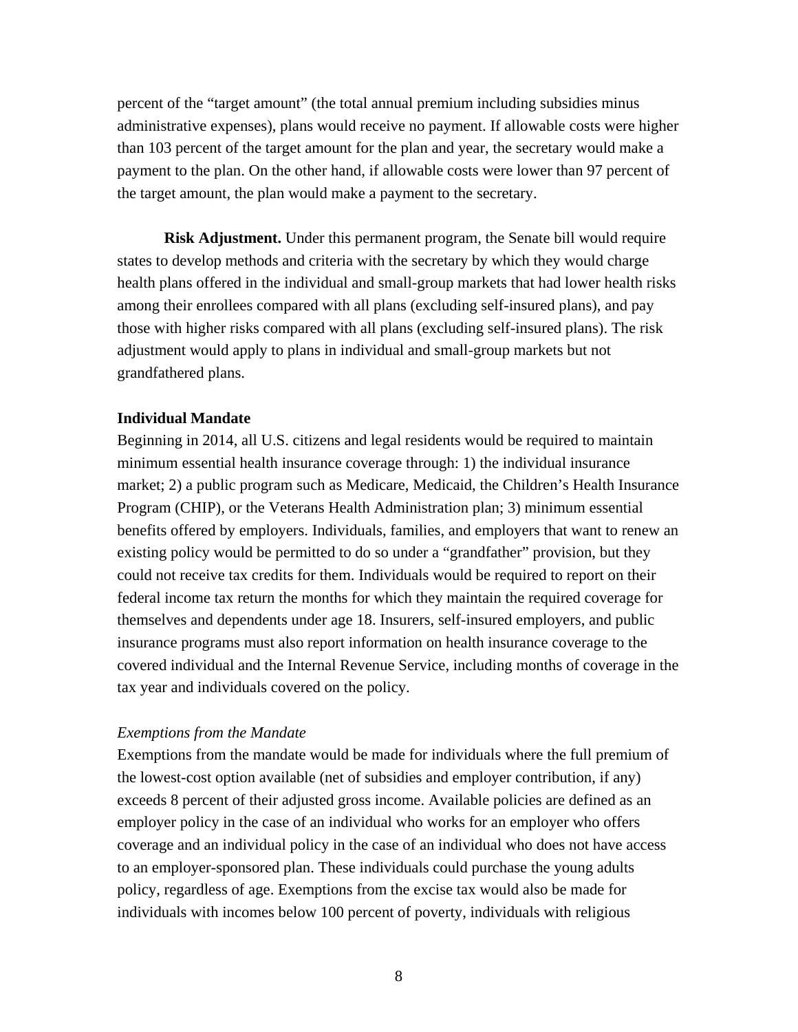percent of the "target amount" (the total annual premium including subsidies minus administrative expenses), plans would receive no payment. If allowable costs were higher than 103 percent of the target amount for the plan and year, the secretary would make a payment to the plan. On the other hand, if allowable costs were lower than 97 percent of the target amount, the plan would make a payment to the secretary.

**Risk Adjustment.** Under this permanent program, the Senate bill would require states to develop methods and criteria with the secretary by which they would charge health plans offered in the individual and small-group markets that had lower health risks among their enrollees compared with all plans (excluding self-insured plans), and pay those with higher risks compared with all plans (excluding self-insured plans). The risk adjustment would apply to plans in individual and small-group markets but not grandfathered plans.

**Individual Mandate**

Beginning in 2014, all U.S. citizens and legal residents would be required to maintain minimum essential health insurance coverage through: 1) the individual insurance market; 2) a public program such as Medicare, Medicaid, the Children's Health Insurance Program (CHIP), or the Veterans Health Administration plan; 3) minimum essential benefits offered by employers. Individuals, families, and employers that want to renew an existing policy would be permitted to do so under a "grandfather" provision, but they could not receive tax credits for them. Individuals would be required to report on their federal income tax return the months for which they maintain the required coverage for themselves and dependents under age 18. Insurers, self-insured employers, and public insurance programs must also report information on health insurance coverage to the covered individual and the Internal Revenue Service, including months of coverage in the tax year and individuals covered on the policy.

*Exemptions from the Mandate*

Exemptions from the mandate would be made for individuals where the full premium of the lowest-cost option available (net of subsidies and employer contribution, if any) exceeds 8 percent of their adjusted gross income. Available policies are defined as an employer policy in the case of an individual who works for an employer who offers coverage and an individual policy in the case of an individual who does not have access to an employer-sponsored plan. These individuals could purchase the young adults policy, regardless of age. Exemptions from the excise tax would also be made for individuals with incomes below 100 percent of poverty, individuals with religious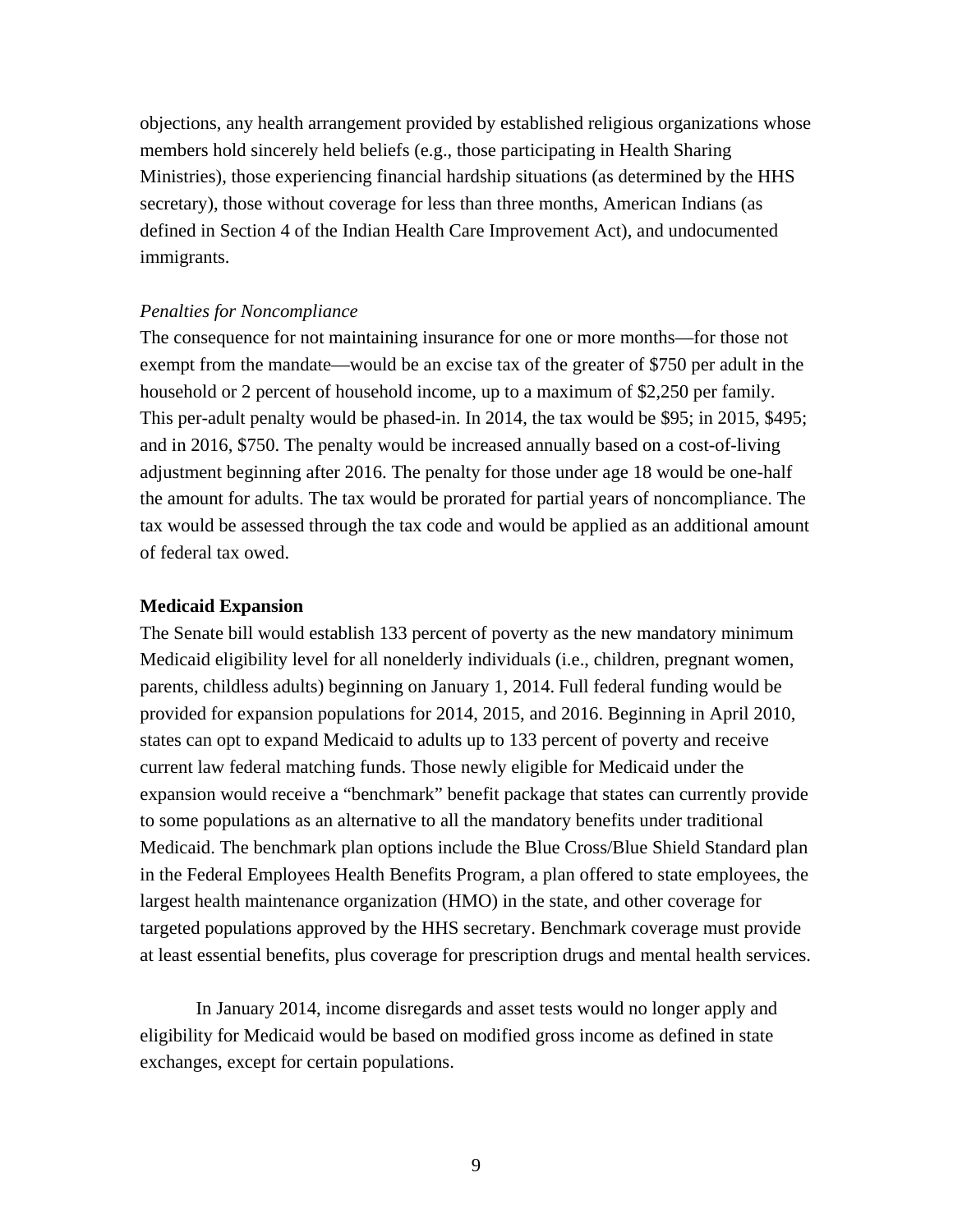objections, any health arrangement provided by established religious organizations whose members hold sincerely held beliefs (e.g., those participating in Health Sharing Ministries), those experiencing financial hardship situations (as determined by the HHS secretary), those without coverage for less than three months, American Indians (as defined in Section 4 of the Indian Health Care Improvement Act), and undocumented immigrants.

*Penalties for Noncompliance*

The consequence for not maintaining insurance for one or more months—for those not exempt from the mandate—would be an excise tax of the greater of $750 per adult in the household or 2 percent of household income, up to a maximum of $2,250 per family. This per-adult penalty would be phased-in. In 2014, the tax would be $95; in 2015, $495; and in 2016, $750. The penalty would be increased annually based on a cost-of-living adjustment beginning after 2016. The penalty for those under age 18 would be one-half the amount for adults. The tax would be prorated for partial years of noncompliance. The tax would be assessed through the tax code and would be applied as an additional amount of federal tax owed.

**Medicaid Expansion**

The Senate bill would establish 133 percent of poverty as the new mandatory minimum Medicaid eligibility level for all nonelderly individuals (i.e., children, pregnant women, parents, childless adults) beginning on January 1, 2014. Full federal funding would be provided for expansion populations for 2014, 2015, and 2016. Beginning in April 2010, states can opt to expand Medicaid to adults up to 133 percent of poverty and receive current law federal matching funds. Those newly eligible for Medicaid under the expansion would receive a "benchmark" benefit package that states can currently provide to some populations as an alternative to all the mandatory benefits under traditional Medicaid. The benchmark plan options include the Blue Cross/Blue Shield Standard plan in the Federal Employees Health Benefits Program, a plan offered to state employees, the largest health maintenance organization (HMO) in the state, and other coverage for targeted populations approved by the HHS secretary. Benchmark coverage must provide at least essential benefits, plus coverage for prescription drugs and mental health services.

In January 2014, income disregards and asset tests would no longer apply and eligibility for Medicaid would be based on modified gross income as defined in state exchanges, except for certain populations.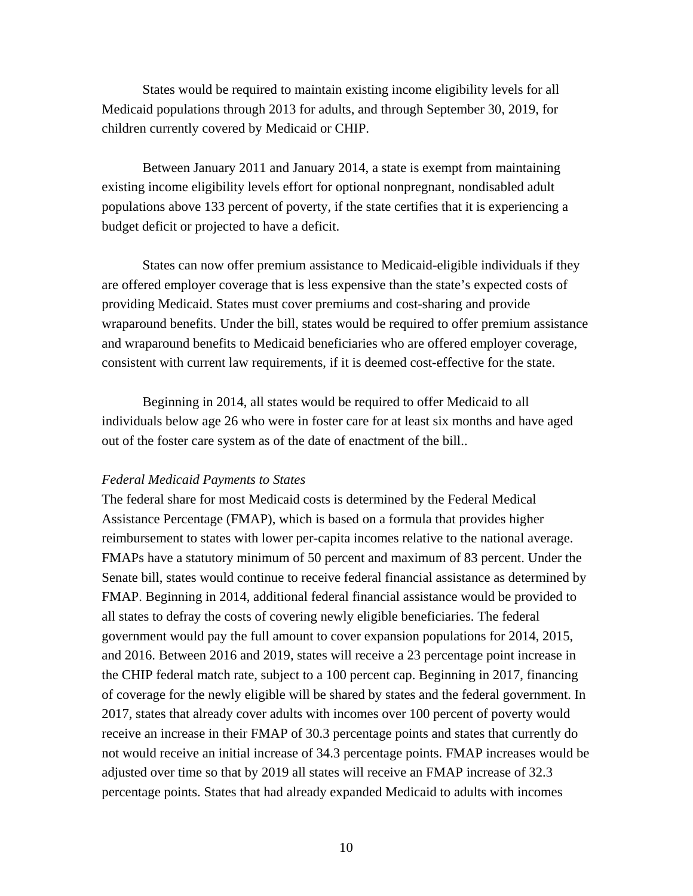States would be required to maintain existing income eligibility levels for all Medicaid populations through 2013 for adults, and through September 30, 2019, for children currently covered by Medicaid or CHIP.

Between January 2011 and January 2014, a state is exempt from maintaining existing income eligibility levels effort for optional nonpregnant, nondisabled adult populations above 133 percent of poverty, if the state certifies that it is experiencing a budget deficit or projected to have a deficit.

States can now offer premium assistance to Medicaid-eligible individuals if they are offered employer coverage that is less expensive than the state's expected costs of providing Medicaid. States must cover premiums and cost-sharing and provide wraparound benefits. Under the bill, states would be required to offer premium assistance and wraparound benefits to Medicaid beneficiaries who are offered employer coverage, consistent with current law requirements, if it is deemed cost-effective for the state.

Beginning in 2014, all states would be required to offer Medicaid to all individuals below age 26 who were in foster care for at least six months and have aged out of the foster care system as of the date of enactment of the bill..

*Federal Medicaid Payments to States*

The federal share for most Medicaid costs is determined by the Federal Medical Assistance Percentage (FMAP), which is based on a formula that provides higher reimbursement to states with lower per-capita incomes relative to the national average. FMAPs have a statutory minimum of 50 percent and maximum of 83 percent. Under the Senate bill, states would continue to receive federal financial assistance as determined by FMAP. Beginning in 2014, additional federal financial assistance would be provided to all states to defray the costs of covering newly eligible beneficiaries. The federal government would pay the full amount to cover expansion populations for 2014, 2015, and 2016. Between 2016 and 2019, states will receive a 23 percentage point increase in the CHIP federal match rate, subject to a 100 percent cap. Beginning in 2017, financing of coverage for the newly eligible will be shared by states and the federal government. In 2017, states that already cover adults with incomes over 100 percent of poverty would receive an increase in their FMAP of 30.3 percentage points and states that currently do not would receive an initial increase of 34.3 percentage points. FMAP increases would be adjusted over time so that by 2019 all states will receive an FMAP increase of 32.3 percentage points. States that had already expanded Medicaid to adults with incomes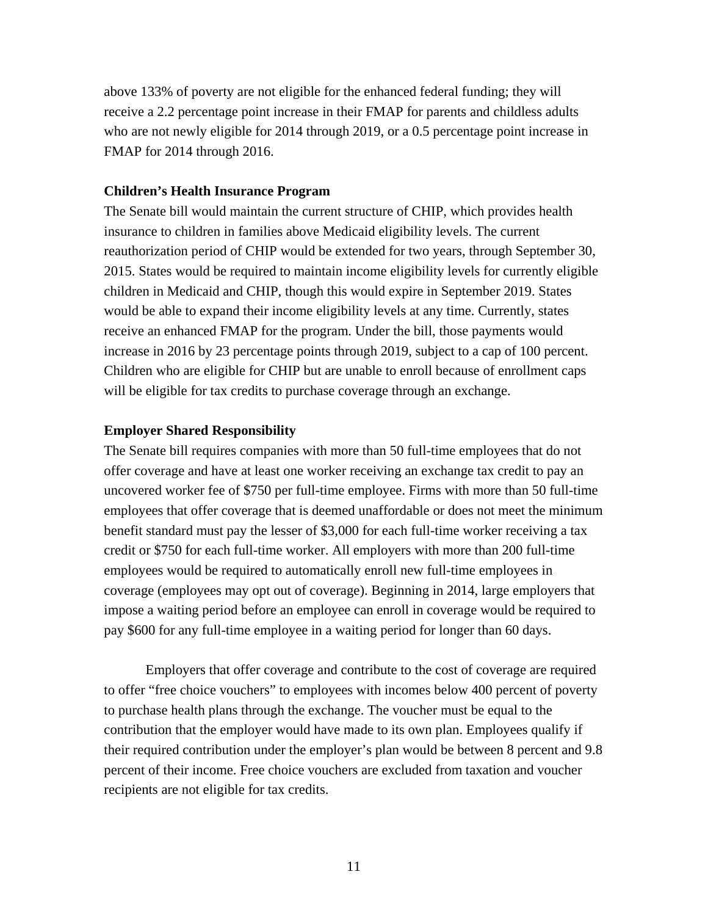above 133% of poverty are not eligible for the enhanced federal funding; they will receive a 2.2 percentage point increase in their FMAP for parents and childless adults who are not newly eligible for 2014 through 2019, or a 0.5 percentage point increase in FMAP for 2014 through 2016.

**Children's Health Insurance Program**

The Senate bill would maintain the current structure of CHIP, which provides health insurance to children in families above Medicaid eligibility levels. The current reauthorization period of CHIP would be extended for two years, through September 30, 2015. States would be required to maintain income eligibility levels for currently eligible children in Medicaid and CHIP, though this would expire in September 2019. States would be able to expand their income eligibility levels at any time. Currently, states receive an enhanced FMAP for the program. Under the bill, those payments would increase in 2016 by 23 percentage points through 2019, subject to a cap of 100 percent. Children who are eligible for CHIP but are unable to enroll because of enrollment caps will be eligible for tax credits to purchase coverage through an exchange.

**Employer Shared Responsibility**

The Senate bill requires companies with more than 50 full-time employees that do not offer coverage and have at least one worker receiving an exchange tax credit to pay an uncovered worker fee of $750 per full-time employee. Firms with more than 50 full-time employees that offer coverage that is deemed unaffordable or does not meet the minimum benefit standard must pay the lesser of $3,000 for each full-time worker receiving a tax credit or $750 for each full-time worker. All employers with more than 200 full-time employees would be required to automatically enroll new full-time employees in coverage (employees may opt out of coverage). Beginning in 2014, large employers that impose a waiting period before an employee can enroll in coverage would be required to pay $600 for any full-time employee in a waiting period for longer than 60 days.

Employers that offer coverage and contribute to the cost of coverage are required to offer "free choice vouchers" to employees with incomes below 400 percent of poverty to purchase health plans through the exchange. The voucher must be equal to the contribution that the employer would have made to its own plan. Employees qualify if their required contribution under the employer's plan would be between 8 percent and 9.8 percent of their income. Free choice vouchers are excluded from taxation and voucher recipients are not eligible for tax credits.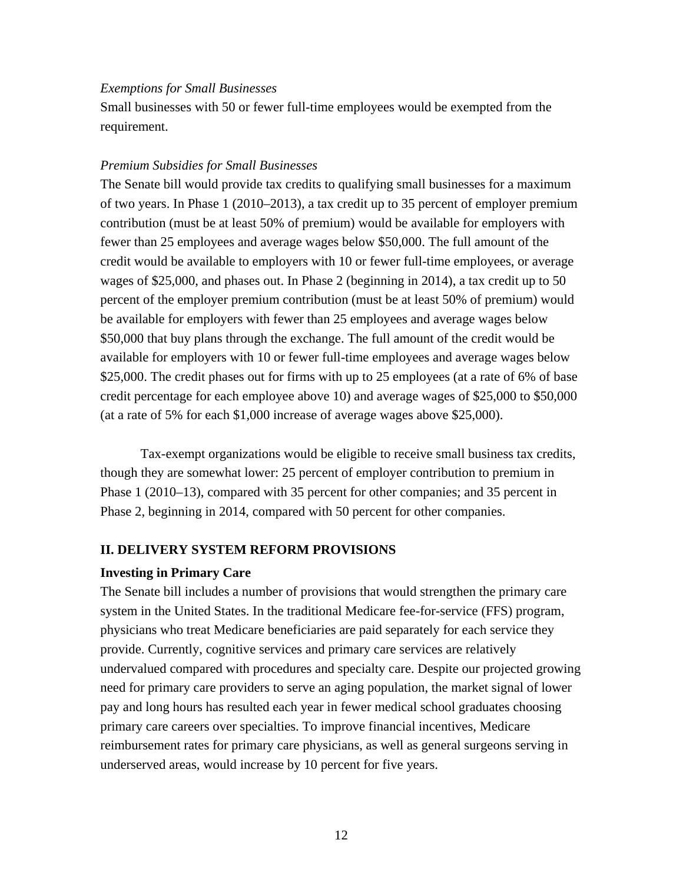*Exemptions for Small Businesses*

Small businesses with 50 or fewer full-time employees would be exempted from the requirement.

*Premium Subsidies for Small Businesses*

The Senate bill would provide tax credits to qualifying small businesses for a maximum of two years. In Phase 1 (2010–2013), a tax credit up to 35 percent of employer premium contribution (must be at least 50% of premium) would be available for employers with fewer than 25 employees and average wages below $50,000. The full amount of the credit would be available to employers with 10 or fewer full-time employees, or average wages of $25,000, and phases out. In Phase 2 (beginning in 2014), a tax credit up to 50 percent of the employer premium contribution (must be at least 50% of premium) would be available for employers with fewer than 25 employees and average wages below $50,000 that buy plans through the exchange. The full amount of the credit would be available for employers with 10 or fewer full-time employees and average wages below $25,000. The credit phases out for firms with up to 25 employees (at a rate of 6% of base credit percentage for each employee above 10) and average wages of $25,000 to $50,000 (at a rate of 5% for each $1,000 increase of average wages above $25,000).

Tax-exempt organizations would be eligible to receive small business tax credits, though they are somewhat lower: 25 percent of employer contribution to premium in Phase 1 (2010–13), compared with 35 percent for other companies; and 35 percent in Phase 2, beginning in 2014, compared with 50 percent for other companies.

## II. DELIVERY SYSTEM REFORM PROVISIONS

### Investing in Primary Care

The Senate bill includes a number of provisions that would strengthen the primary care system in the United States. In the traditional Medicare fee-for-service (FFS) program, physicians who treat Medicare beneficiaries are paid separately for each service they provide. Currently, cognitive services and primary care services are relatively undervalued compared with procedures and specialty care. Despite our projected growing need for primary care providers to serve an aging population, the market signal of lower pay and long hours has resulted each year in fewer medical school graduates choosing primary care careers over specialties. To improve financial incentives, Medicare reimbursement rates for primary care physicians, as well as general surgeons serving in underserved areas, would increase by 10 percent for five years.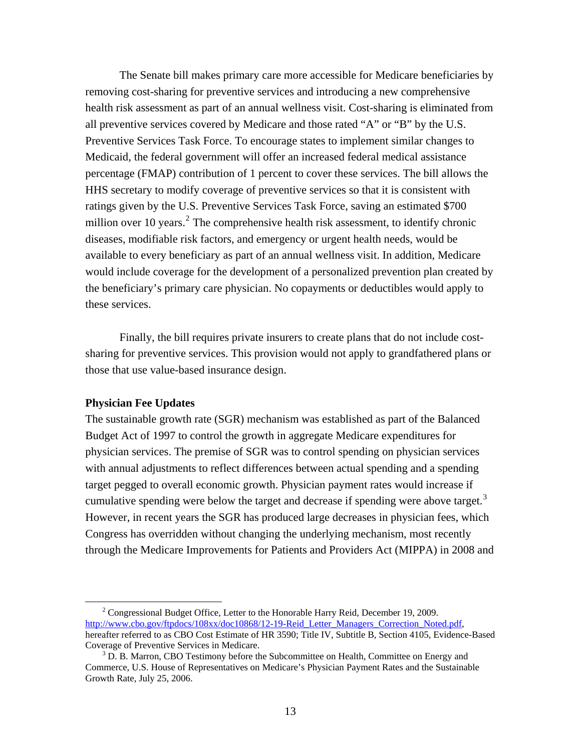The Senate bill makes primary care more accessible for Medicare beneficiaries by removing cost-sharing for preventive services and introducing a new comprehensive health risk assessment as part of an annual wellness visit. Cost-sharing is eliminated from all preventive services covered by Medicare and those rated "A" or "B" by the U.S. Preventive Services Task Force. To encourage states to implement similar changes to Medicaid, the federal government will offer an increased federal medical assistance percentage (FMAP) contribution of 1 percent to cover these services. The bill allows the HHS secretary to modify coverage of preventive services so that it is consistent with ratings given by the U.S. Preventive Services Task Force, saving an estimated $700 million over 10 years.[2] The comprehensive health risk assessment, to identify chronic diseases, modifiable risk factors, and emergency or urgent health needs, would be available to every beneficiary as part of an annual wellness visit. In addition, Medicare would include coverage for the development of a personalized prevention plan created by the beneficiary's primary care physician. No copayments or deductibles would apply to these services.

Finally, the bill requires private insurers to create plans that do not include cost-sharing for preventive services. This provision would not apply to grandfathered plans or those that use value-based insurance design.

**Physician Fee Updates**

The sustainable growth rate (SGR) mechanism was established as part of the Balanced Budget Act of 1997 to control the growth in aggregate Medicare expenditures for physician services. The premise of SGR was to control spending on physician services with annual adjustments to reflect differences between actual spending and a spending target pegged to overall economic growth. Physician payment rates would increase if cumulative spending were below the target and decrease if spending were above target.[3] However, in recent years the SGR has produced large decreases in physician fees, which Congress has overridden without changing the underlying mechanism, most recently through the Medicare Improvements for Patients and Providers Act (MIPPA) in 2008 and

---

[2] Congressional Budget Office, Letter to the Honorable Harry Reid, December 19, 2009. http://www.cbo.gov/ftpdocs/108xx/doc10868/12-19-Reid_Letter_Managers_Correction_Noted.pdf, hereafter referred to as CBO Cost Estimate of HR 3590; Title IV, Subtitle B, Section 4105, Evidence-Based Coverage of Preventive Services in Medicare.

[3] D. B. Marron, CBO Testimony before the Subcommittee on Health, Committee on Energy and Commerce, U.S. House of Representatives on Medicare's Physician Payment Rates and the Sustainable Growth Rate, July 25, 2006.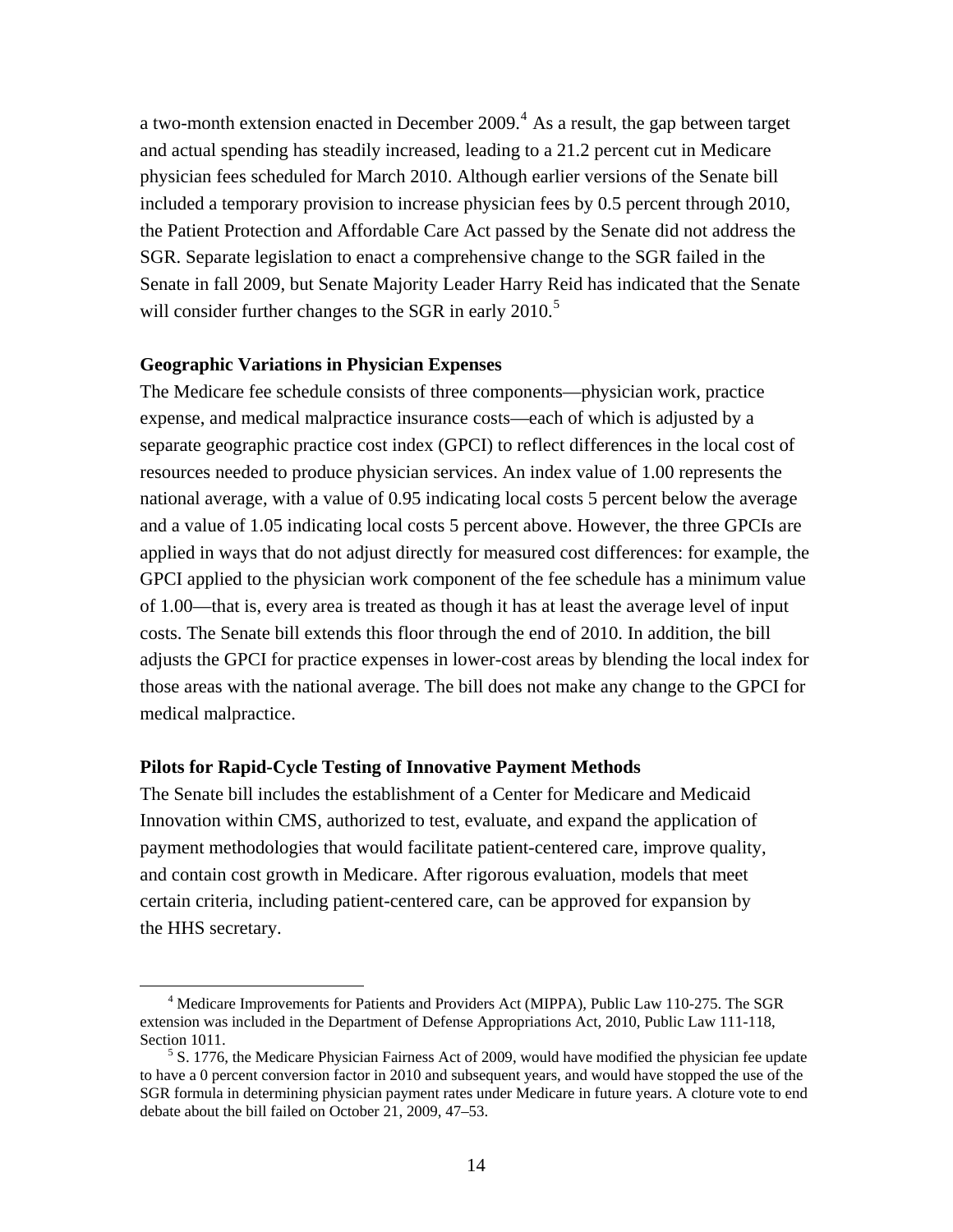a two-month extension enacted in December 2009.[4] As a result, the gap between target and actual spending has steadily increased, leading to a 21.2 percent cut in Medicare physician fees scheduled for March 2010. Although earlier versions of the Senate bill included a temporary provision to increase physician fees by 0.5 percent through 2010, the Patient Protection and Affordable Care Act passed by the Senate did not address the SGR. Separate legislation to enact a comprehensive change to the SGR failed in the Senate in fall 2009, but Senate Majority Leader Harry Reid has indicated that the Senate will consider further changes to the SGR in early 2010.[5]

**Geographic Variations in Physician Expenses**

The Medicare fee schedule consists of three components—physician work, practice expense, and medical malpractice insurance costs—each of which is adjusted by a separate geographic practice cost index (GPCI) to reflect differences in the local cost of resources needed to produce physician services. An index value of 1.00 represents the national average, with a value of 0.95 indicating local costs 5 percent below the average and a value of 1.05 indicating local costs 5 percent above. However, the three GPCIs are applied in ways that do not adjust directly for measured cost differences: for example, the GPCI applied to the physician work component of the fee schedule has a minimum value of 1.00—that is, every area is treated as though it has at least the average level of input costs. The Senate bill extends this floor through the end of 2010. In addition, the bill adjusts the GPCI for practice expenses in lower-cost areas by blending the local index for those areas with the national average. The bill does not make any change to the GPCI for medical malpractice.

**Pilots for Rapid-Cycle Testing of Innovative Payment Methods**

The Senate bill includes the establishment of a Center for Medicare and Medicaid Innovation within CMS, authorized to test, evaluate, and expand the application of payment methodologies that would facilitate patient-centered care, improve quality, and contain cost growth in Medicare. After rigorous evaluation, models that meet certain criteria, including patient-centered care, can be approved for expansion by the HHS secretary.

---

[4] Medicare Improvements for Patients and Providers Act (MIPPA), Public Law 110-275. The SGR extension was included in the Department of Defense Appropriations Act, 2010, Public Law 111-118, Section 1011.

[5] S. 1776, the Medicare Physician Fairness Act of 2009, would have modified the physician fee update to have a 0 percent conversion factor in 2010 and subsequent years, and would have stopped the use of the SGR formula in determining physician payment rates under Medicare in future years. A cloture vote to end debate about the bill failed on October 21, 2009, 47–53.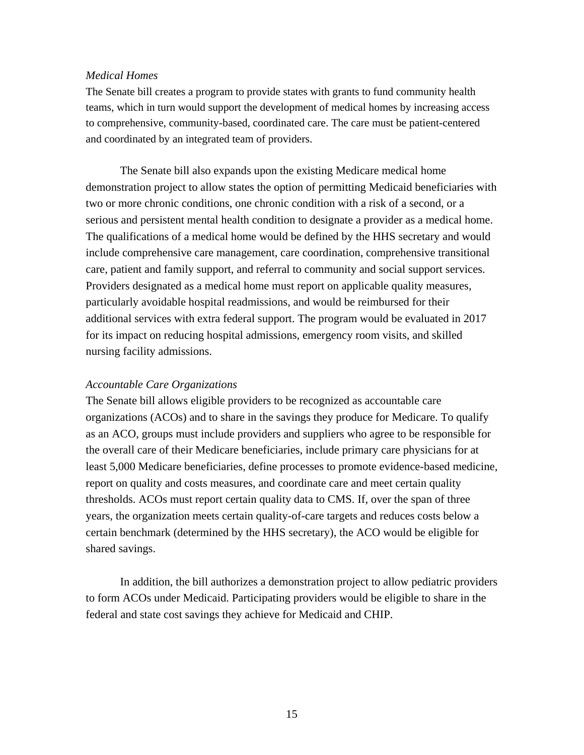*Medical Homes*

The Senate bill creates a program to provide states with grants to fund community health teams, which in turn would support the development of medical homes by increasing access to comprehensive, community-based, coordinated care. The care must be patient-centered and coordinated by an integrated team of providers.

The Senate bill also expands upon the existing Medicare medical home demonstration project to allow states the option of permitting Medicaid beneficiaries with two or more chronic conditions, one chronic condition with a risk of a second, or a serious and persistent mental health condition to designate a provider as a medical home. The qualifications of a medical home would be defined by the HHS secretary and would include comprehensive care management, care coordination, comprehensive transitional care, patient and family support, and referral to community and social support services. Providers designated as a medical home must report on applicable quality measures, particularly avoidable hospital readmissions, and would be reimbursed for their additional services with extra federal support. The program would be evaluated in 2017 for its impact on reducing hospital admissions, emergency room visits, and skilled nursing facility admissions.

*Accountable Care Organizations*

The Senate bill allows eligible providers to be recognized as accountable care organizations (ACOs) and to share in the savings they produce for Medicare. To qualify as an ACO, groups must include providers and suppliers who agree to be responsible for the overall care of their Medicare beneficiaries, include primary care physicians for at least 5,000 Medicare beneficiaries, define processes to promote evidence-based medicine, report on quality and costs measures, and coordinate care and meet certain quality thresholds. ACOs must report certain quality data to CMS. If, over the span of three years, the organization meets certain quality-of-care targets and reduces costs below a certain benchmark (determined by the HHS secretary), the ACO would be eligible for shared savings.

In addition, the bill authorizes a demonstration project to allow pediatric providers to form ACOs under Medicaid. Participating providers would be eligible to share in the federal and state cost savings they achieve for Medicaid and CHIP.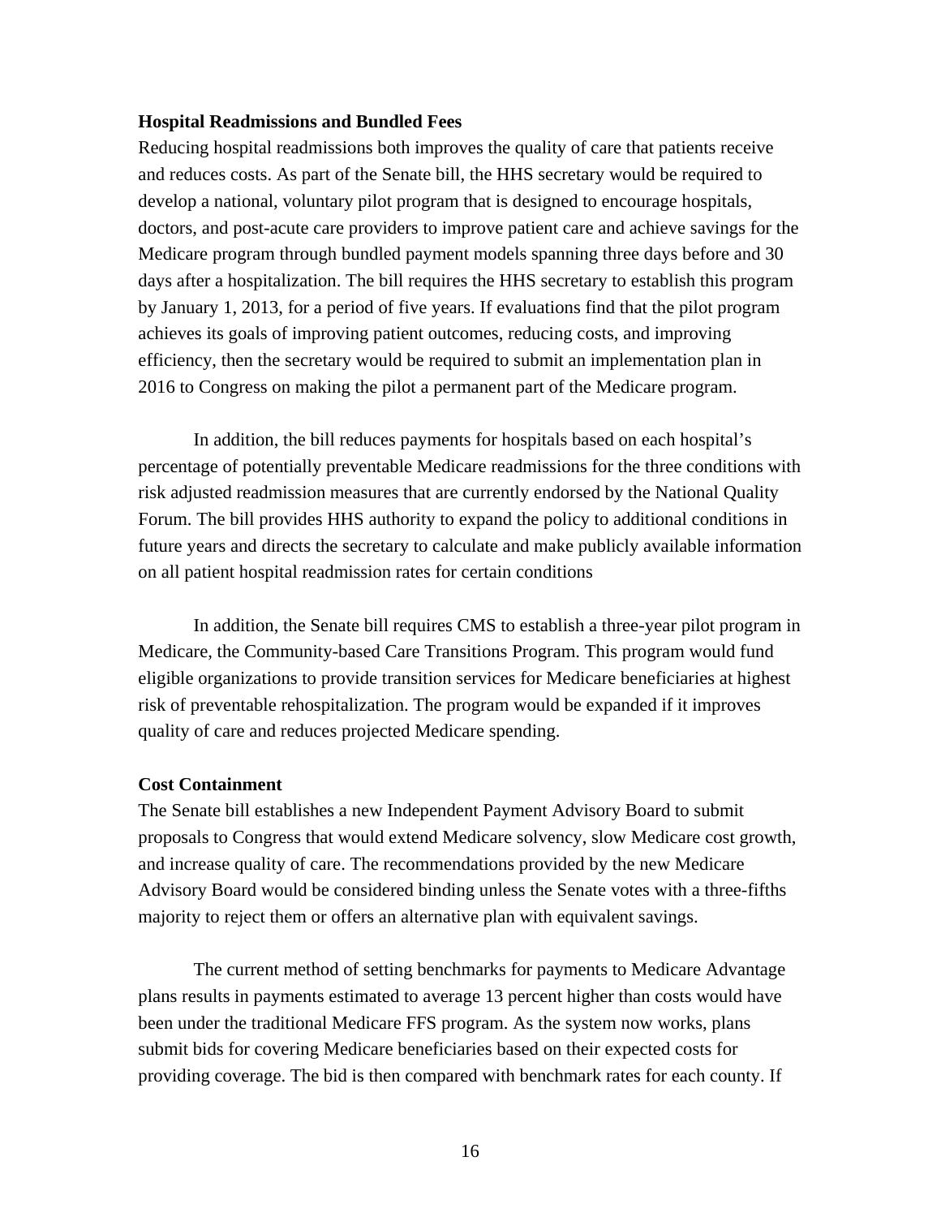**Hospital Readmissions and Bundled Fees**

Reducing hospital readmissions both improves the quality of care that patients receive and reduces costs. As part of the Senate bill, the HHS secretary would be required to develop a national, voluntary pilot program that is designed to encourage hospitals, doctors, and post-acute care providers to improve patient care and achieve savings for the Medicare program through bundled payment models spanning three days before and 30 days after a hospitalization. The bill requires the HHS secretary to establish this program by January 1, 2013, for a period of five years. If evaluations find that the pilot program achieves its goals of improving patient outcomes, reducing costs, and improving efficiency, then the secretary would be required to submit an implementation plan in 2016 to Congress on making the pilot a permanent part of the Medicare program.

In addition, the bill reduces payments for hospitals based on each hospital's percentage of potentially preventable Medicare readmissions for the three conditions with risk adjusted readmission measures that are currently endorsed by the National Quality Forum. The bill provides HHS authority to expand the policy to additional conditions in future years and directs the secretary to calculate and make publicly available information on all patient hospital readmission rates for certain conditions

In addition, the Senate bill requires CMS to establish a three-year pilot program in Medicare, the Community-based Care Transitions Program. This program would fund eligible organizations to provide transition services for Medicare beneficiaries at highest risk of preventable rehospitalization. The program would be expanded if it improves quality of care and reduces projected Medicare spending.

**Cost Containment**

The Senate bill establishes a new Independent Payment Advisory Board to submit proposals to Congress that would extend Medicare solvency, slow Medicare cost growth, and increase quality of care. The recommendations provided by the new Medicare Advisory Board would be considered binding unless the Senate votes with a three-fifths majority to reject them or offers an alternative plan with equivalent savings.

The current method of setting benchmarks for payments to Medicare Advantage plans results in payments estimated to average 13 percent higher than costs would have been under the traditional Medicare FFS program. As the system now works, plans submit bids for covering Medicare beneficiaries based on their expected costs for providing coverage. The bid is then compared with benchmark rates for each county. If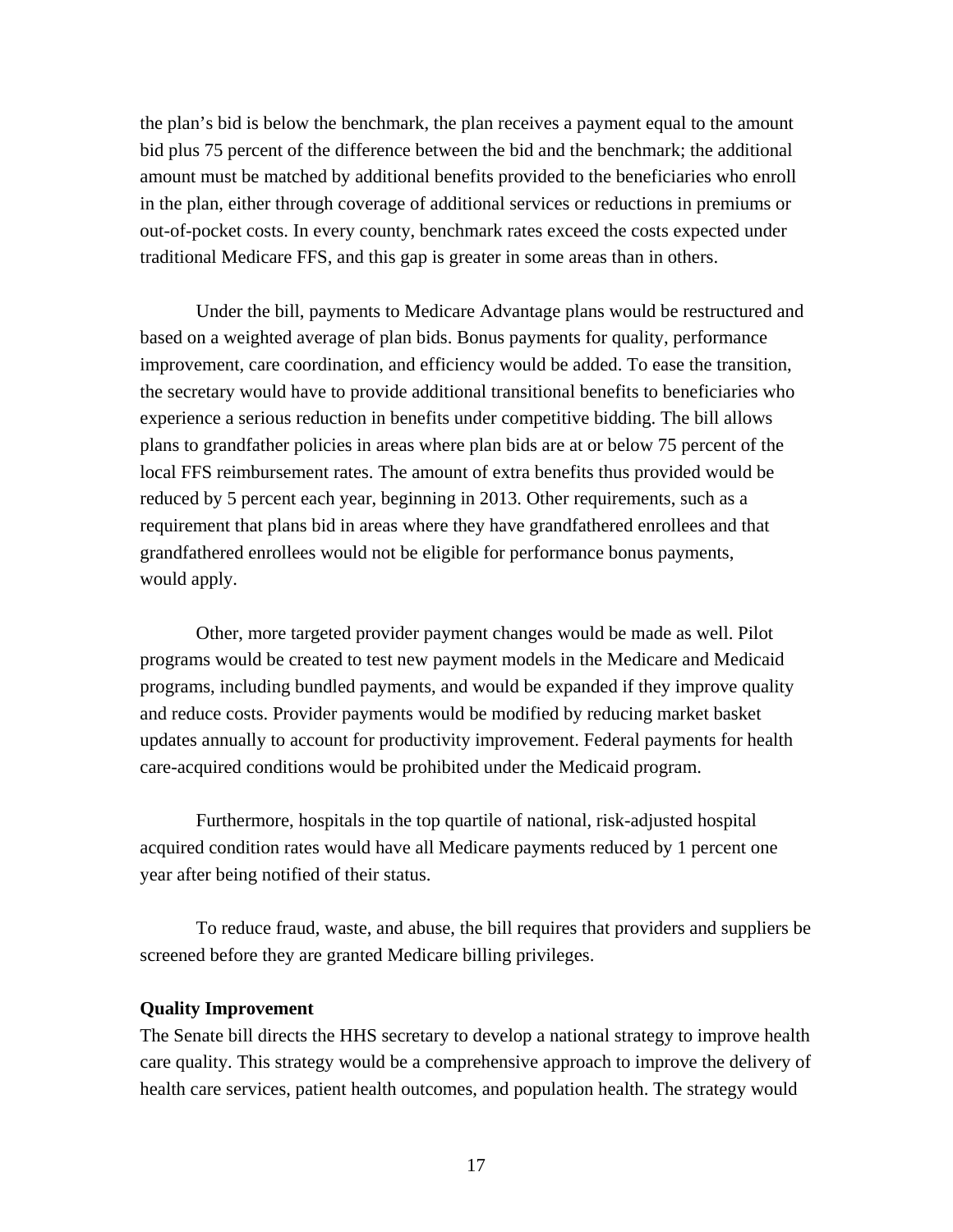the plan's bid is below the benchmark, the plan receives a payment equal to the amount bid plus 75 percent of the difference between the bid and the benchmark; the additional amount must be matched by additional benefits provided to the beneficiaries who enroll in the plan, either through coverage of additional services or reductions in premiums or out-of-pocket costs. In every county, benchmark rates exceed the costs expected under traditional Medicare FFS, and this gap is greater in some areas than in others.

Under the bill, payments to Medicare Advantage plans would be restructured and based on a weighted average of plan bids. Bonus payments for quality, performance improvement, care coordination, and efficiency would be added. To ease the transition, the secretary would have to provide additional transitional benefits to beneficiaries who experience a serious reduction in benefits under competitive bidding. The bill allows plans to grandfather policies in areas where plan bids are at or below 75 percent of the local FFS reimbursement rates. The amount of extra benefits thus provided would be reduced by 5 percent each year, beginning in 2013. Other requirements, such as a requirement that plans bid in areas where they have grandfathered enrollees and that grandfathered enrollees would not be eligible for performance bonus payments, would apply.

Other, more targeted provider payment changes would be made as well. Pilot programs would be created to test new payment models in the Medicare and Medicaid programs, including bundled payments, and would be expanded if they improve quality and reduce costs. Provider payments would be modified by reducing market basket updates annually to account for productivity improvement. Federal payments for health care-acquired conditions would be prohibited under the Medicaid program.

Furthermore, hospitals in the top quartile of national, risk-adjusted hospital acquired condition rates would have all Medicare payments reduced by 1 percent one year after being notified of their status.

To reduce fraud, waste, and abuse, the bill requires that providers and suppliers be screened before they are granted Medicare billing privileges.

**Quality Improvement**

The Senate bill directs the HHS secretary to develop a national strategy to improve health care quality. This strategy would be a comprehensive approach to improve the delivery of health care services, patient health outcomes, and population health. The strategy would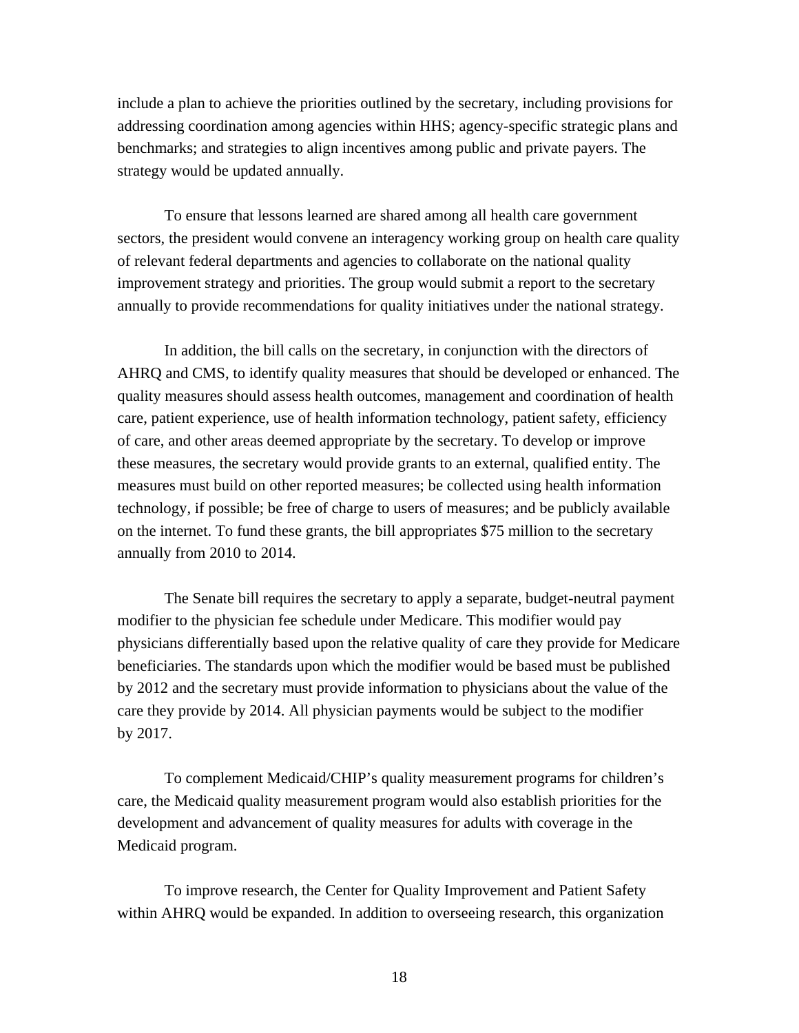include a plan to achieve the priorities outlined by the secretary, including provisions for addressing coordination among agencies within HHS; agency-specific strategic plans and benchmarks; and strategies to align incentives among public and private payers. The strategy would be updated annually.

To ensure that lessons learned are shared among all health care government sectors, the president would convene an interagency working group on health care quality of relevant federal departments and agencies to collaborate on the national quality improvement strategy and priorities. The group would submit a report to the secretary annually to provide recommendations for quality initiatives under the national strategy.

In addition, the bill calls on the secretary, in conjunction with the directors of AHRQ and CMS, to identify quality measures that should be developed or enhanced. The quality measures should assess health outcomes, management and coordination of health care, patient experience, use of health information technology, patient safety, efficiency of care, and other areas deemed appropriate by the secretary. To develop or improve these measures, the secretary would provide grants to an external, qualified entity. The measures must build on other reported measures; be collected using health information technology, if possible; be free of charge to users of measures; and be publicly available on the internet. To fund these grants, the bill appropriates $75 million to the secretary annually from 2010 to 2014.

The Senate bill requires the secretary to apply a separate, budget-neutral payment modifier to the physician fee schedule under Medicare. This modifier would pay physicians differentially based upon the relative quality of care they provide for Medicare beneficiaries. The standards upon which the modifier would be based must be published by 2012 and the secretary must provide information to physicians about the value of the care they provide by 2014. All physician payments would be subject to the modifier by 2017.

To complement Medicaid/CHIP's quality measurement programs for children's care, the Medicaid quality measurement program would also establish priorities for the development and advancement of quality measures for adults with coverage in the Medicaid program.

To improve research, the Center for Quality Improvement and Patient Safety within AHRQ would be expanded. In addition to overseeing research, this organization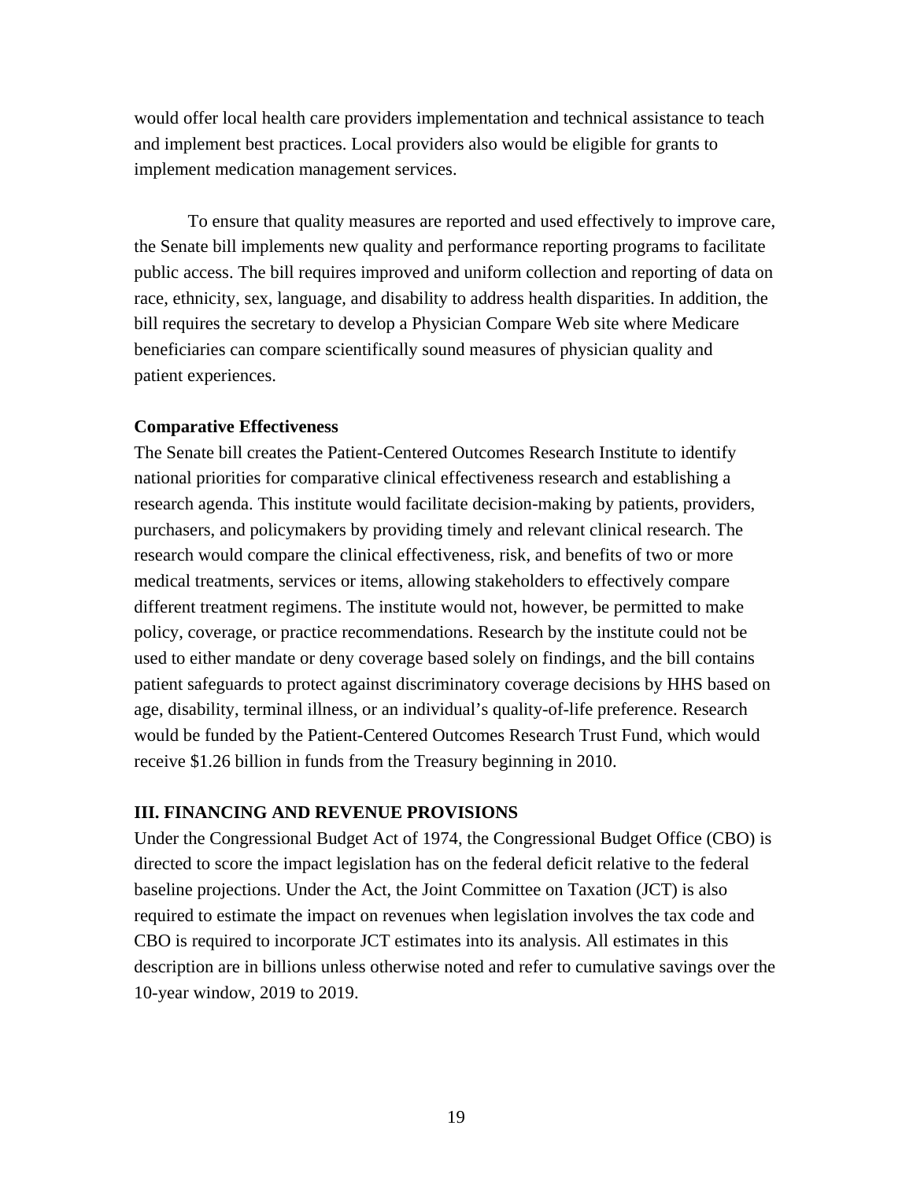would offer local health care providers implementation and technical assistance to teach and implement best practices. Local providers also would be eligible for grants to implement medication management services.

To ensure that quality measures are reported and used effectively to improve care, the Senate bill implements new quality and performance reporting programs to facilitate public access. The bill requires improved and uniform collection and reporting of data on race, ethnicity, sex, language, and disability to address health disparities. In addition, the bill requires the secretary to develop a Physician Compare Web site where Medicare beneficiaries can compare scientifically sound measures of physician quality and patient experiences.

**Comparative Effectiveness**

The Senate bill creates the Patient-Centered Outcomes Research Institute to identify national priorities for comparative clinical effectiveness research and establishing a research agenda. This institute would facilitate decision-making by patients, providers, purchasers, and policymakers by providing timely and relevant clinical research. The research would compare the clinical effectiveness, risk, and benefits of two or more medical treatments, services or items, allowing stakeholders to effectively compare different treatment regimens. The institute would not, however, be permitted to make policy, coverage, or practice recommendations. Research by the institute could not be used to either mandate or deny coverage based solely on findings, and the bill contains patient safeguards to protect against discriminatory coverage decisions by HHS based on age, disability, terminal illness, or an individual's quality-of-life preference. Research would be funded by the Patient-Centered Outcomes Research Trust Fund, which would receive $1.26 billion in funds from the Treasury beginning in 2010.

## III. FINANCING AND REVENUE PROVISIONS

Under the Congressional Budget Act of 1974, the Congressional Budget Office (CBO) is directed to score the impact legislation has on the federal deficit relative to the federal baseline projections. Under the Act, the Joint Committee on Taxation (JCT) is also required to estimate the impact on revenues when legislation involves the tax code and CBO is required to incorporate JCT estimates into its analysis. All estimates in this description are in billions unless otherwise noted and refer to cumulative savings over the 10-year window, 2019 to 2019.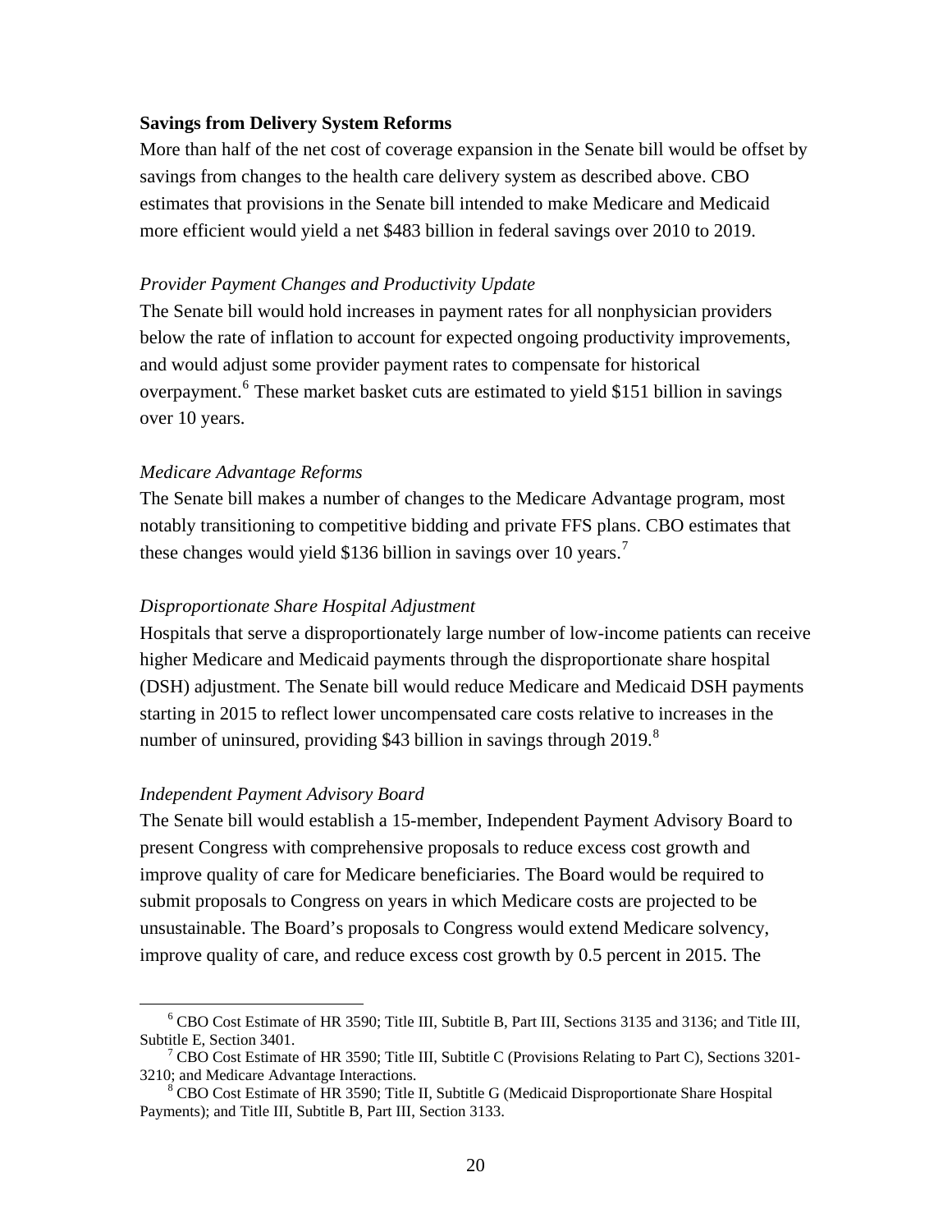**Savings from Delivery System Reforms**

More than half of the net cost of coverage expansion in the Senate bill would be offset by savings from changes to the health care delivery system as described above. CBO estimates that provisions in the Senate bill intended to make Medicare and Medicaid more efficient would yield a net $483 billion in federal savings over 2010 to 2019.

*Provider Payment Changes and Productivity Update*

The Senate bill would hold increases in payment rates for all nonphysician providers below the rate of inflation to account for expected ongoing productivity improvements, and would adjust some provider payment rates to compensate for historical overpayment.[6] These market basket cuts are estimated to yield $151 billion in savings over 10 years.

*Medicare Advantage Reforms*

The Senate bill makes a number of changes to the Medicare Advantage program, most notably transitioning to competitive bidding and private FFS plans. CBO estimates that these changes would yield $136 billion in savings over 10 years.[7]

*Disproportionate Share Hospital Adjustment*

Hospitals that serve a disproportionately large number of low-income patients can receive higher Medicare and Medicaid payments through the disproportionate share hospital (DSH) adjustment. The Senate bill would reduce Medicare and Medicaid DSH payments starting in 2015 to reflect lower uncompensated care costs relative to increases in the number of uninsured, providing $43 billion in savings through 2019.[8]

*Independent Payment Advisory Board*

The Senate bill would establish a 15-member, Independent Payment Advisory Board to present Congress with comprehensive proposals to reduce excess cost growth and improve quality of care for Medicare beneficiaries. The Board would be required to submit proposals to Congress on years in which Medicare costs are projected to be unsustainable. The Board's proposals to Congress would extend Medicare solvency, improve quality of care, and reduce excess cost growth by 0.5 percent in 2015. The

---

[6] CBO Cost Estimate of HR 3590; Title III, Subtitle B, Part III, Sections 3135 and 3136; and Title III, Subtitle E, Section 3401.

[7] CBO Cost Estimate of HR 3590; Title III, Subtitle C (Provisions Relating to Part C), Sections 3201-3210; and Medicare Advantage Interactions.

[8] CBO Cost Estimate of HR 3590; Title II, Subtitle G (Medicaid Disproportionate Share Hospital Payments); and Title III, Subtitle B, Part III, Section 3133.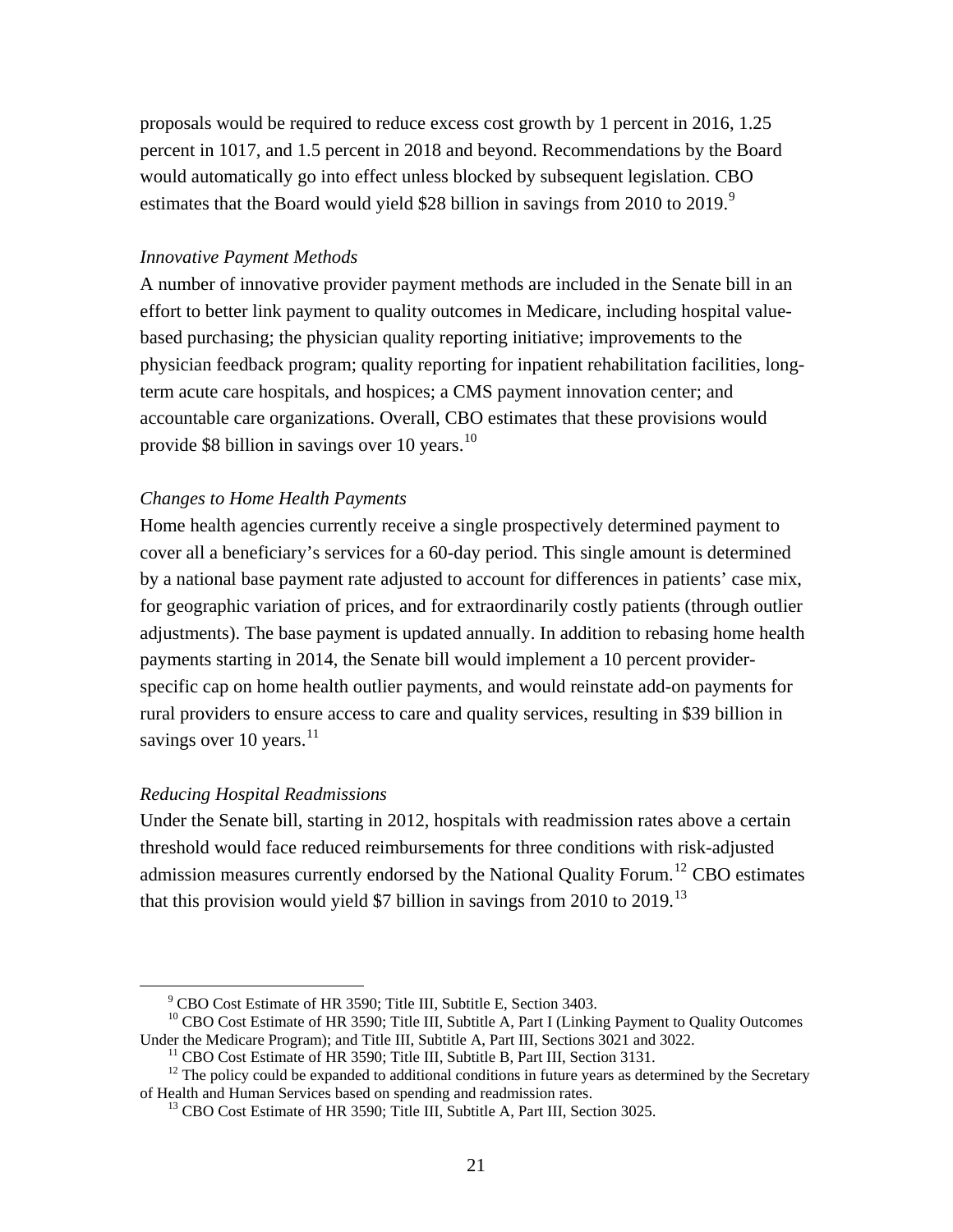proposals would be required to reduce excess cost growth by 1 percent in 2016, 1.25 percent in 1017, and 1.5 percent in 2018 and beyond. Recommendations by the Board would automatically go into effect unless blocked by subsequent legislation. CBO estimates that the Board would yield $28 billion in savings from 2010 to 2019.[9]

*Innovative Payment Methods*

A number of innovative provider payment methods are included in the Senate bill in an effort to better link payment to quality outcomes in Medicare, including hospital value-based purchasing; the physician quality reporting initiative; improvements to the physician feedback program; quality reporting for inpatient rehabilitation facilities, long-term acute care hospitals, and hospices; a CMS payment innovation center; and accountable care organizations. Overall, CBO estimates that these provisions would provide $8 billion in savings over 10 years.[10]

*Changes to Home Health Payments*

Home health agencies currently receive a single prospectively determined payment to cover all a beneficiary's services for a 60-day period. This single amount is determined by a national base payment rate adjusted to account for differences in patients' case mix, for geographic variation of prices, and for extraordinarily costly patients (through outlier adjustments). The base payment is updated annually. In addition to rebasing home health payments starting in 2014, the Senate bill would implement a 10 percent provider-specific cap on home health outlier payments, and would reinstate add-on payments for rural providers to ensure access to care and quality services, resulting in $39 billion in savings over 10 years.[11]

*Reducing Hospital Readmissions*

Under the Senate bill, starting in 2012, hospitals with readmission rates above a certain threshold would face reduced reimbursements for three conditions with risk-adjusted admission measures currently endorsed by the National Quality Forum.[12] CBO estimates that this provision would yield $7 billion in savings from 2010 to 2019.[13]

---

[9] CBO Cost Estimate of HR 3590; Title III, Subtitle E, Section 3403.

[10] CBO Cost Estimate of HR 3590; Title III, Subtitle A, Part I (Linking Payment to Quality Outcomes Under the Medicare Program); and Title III, Subtitle A, Part III, Sections 3021 and 3022.

[11] CBO Cost Estimate of HR 3590; Title III, Subtitle B, Part III, Section 3131.

[12] The policy could be expanded to additional conditions in future years as determined by the Secretary of Health and Human Services based on spending and readmission rates.

[13] CBO Cost Estimate of HR 3590; Title III, Subtitle A, Part III, Section 3025.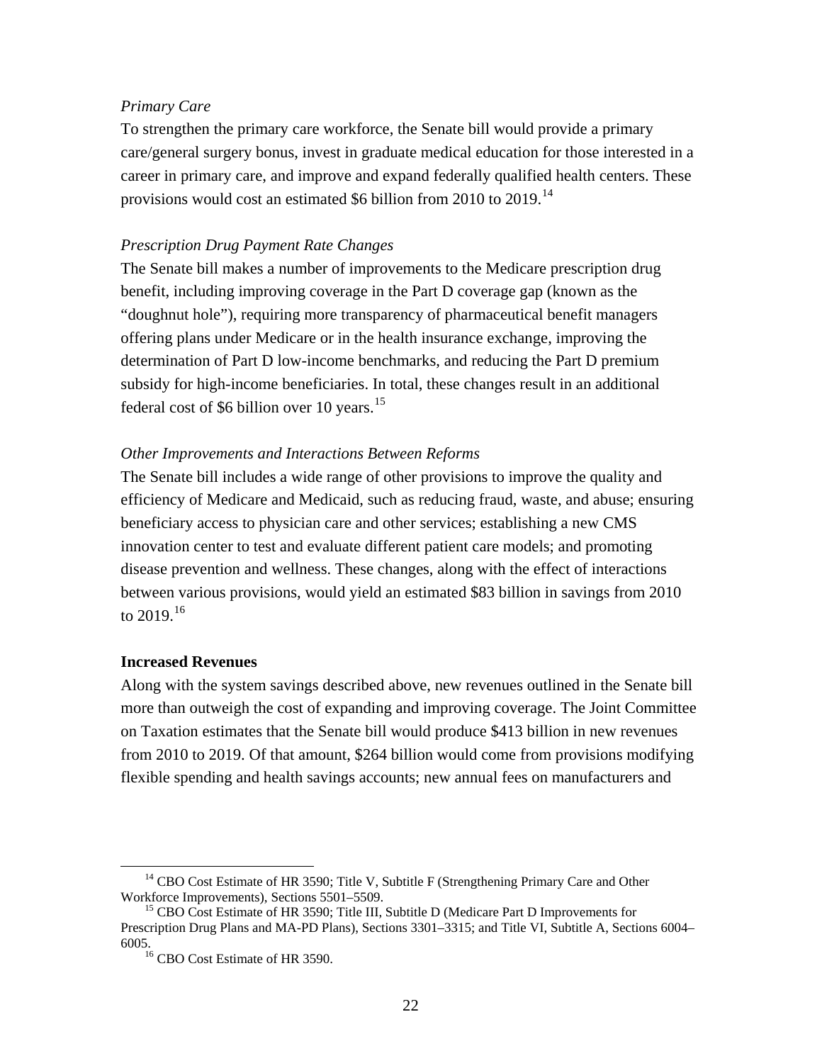*Primary Care*

To strengthen the primary care workforce, the Senate bill would provide a primary care/general surgery bonus, invest in graduate medical education for those interested in a career in primary care, and improve and expand federally qualified health centers. These provisions would cost an estimated $6 billion from 2010 to 2019.[14]

*Prescription Drug Payment Rate Changes*

The Senate bill makes a number of improvements to the Medicare prescription drug benefit, including improving coverage in the Part D coverage gap (known as the "doughnut hole"), requiring more transparency of pharmaceutical benefit managers offering plans under Medicare or in the health insurance exchange, improving the determination of Part D low-income benchmarks, and reducing the Part D premium subsidy for high-income beneficiaries. In total, these changes result in an additional federal cost of $6 billion over 10 years.[15]

*Other Improvements and Interactions Between Reforms*

The Senate bill includes a wide range of other provisions to improve the quality and efficiency of Medicare and Medicaid, such as reducing fraud, waste, and abuse; ensuring beneficiary access to physician care and other services; establishing a new CMS innovation center to test and evaluate different patient care models; and promoting disease prevention and wellness. These changes, along with the effect of interactions between various provisions, would yield an estimated $83 billion in savings from 2010 to 2019.[16]

**Increased Revenues**

Along with the system savings described above, new revenues outlined in the Senate bill more than outweigh the cost of expanding and improving coverage. The Joint Committee on Taxation estimates that the Senate bill would produce $413 billion in new revenues from 2010 to 2019. Of that amount, $264 billion would come from provisions modifying flexible spending and health savings accounts; new annual fees on manufacturers and

---

[14] CBO Cost Estimate of HR 3590; Title V, Subtitle F (Strengthening Primary Care and Other Workforce Improvements), Sections 5501–5509.

[15] CBO Cost Estimate of HR 3590; Title III, Subtitle D (Medicare Part D Improvements for Prescription Drug Plans and MA-PD Plans), Sections 3301–3315; and Title VI, Subtitle A, Sections 6004–6005.

[16] CBO Cost Estimate of HR 3590.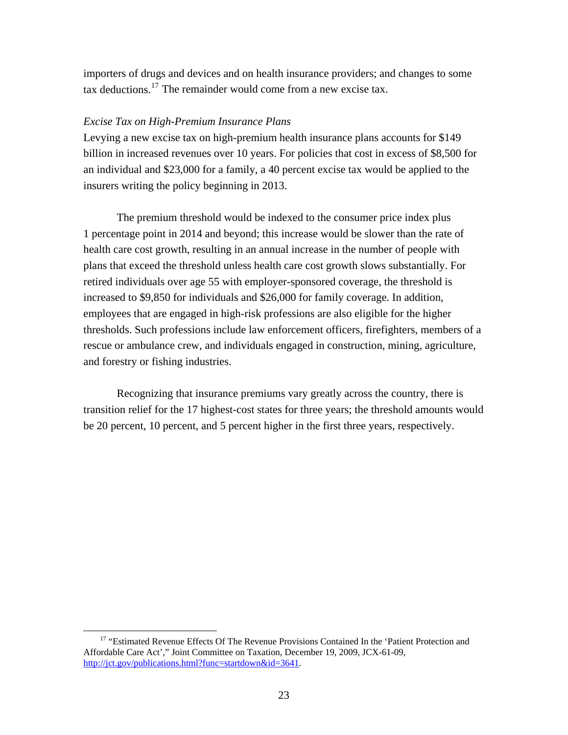importers of drugs and devices and on health insurance providers; and changes to some tax deductions.[17] The remainder would come from a new excise tax.

*Excise Tax on High-Premium Insurance Plans*

Levying a new excise tax on high-premium health insurance plans accounts for $149 billion in increased revenues over 10 years. For policies that cost in excess of $8,500 for an individual and $23,000 for a family, a 40 percent excise tax would be applied to the insurers writing the policy beginning in 2013.

The premium threshold would be indexed to the consumer price index plus 1 percentage point in 2014 and beyond; this increase would be slower than the rate of health care cost growth, resulting in an annual increase in the number of people with plans that exceed the threshold unless health care cost growth slows substantially. For retired individuals over age 55 with employer-sponsored coverage, the threshold is increased to $9,850 for individuals and $26,000 for family coverage. In addition, employees that are engaged in high-risk professions are also eligible for the higher thresholds. Such professions include law enforcement officers, firefighters, members of a rescue or ambulance crew, and individuals engaged in construction, mining, agriculture, and forestry or fishing industries.

Recognizing that insurance premiums vary greatly across the country, there is transition relief for the 17 highest-cost states for three years; the threshold amounts would be 20 percent, 10 percent, and 5 percent higher in the first three years, respectively.

---

[17] "Estimated Revenue Effects Of The Revenue Provisions Contained In the 'Patient Protection and Affordable Care Act'," Joint Committee on Taxation, December 19, 2009, JCX-61-09, http://jct.gov/publications.html?func=startdown&id=3641.